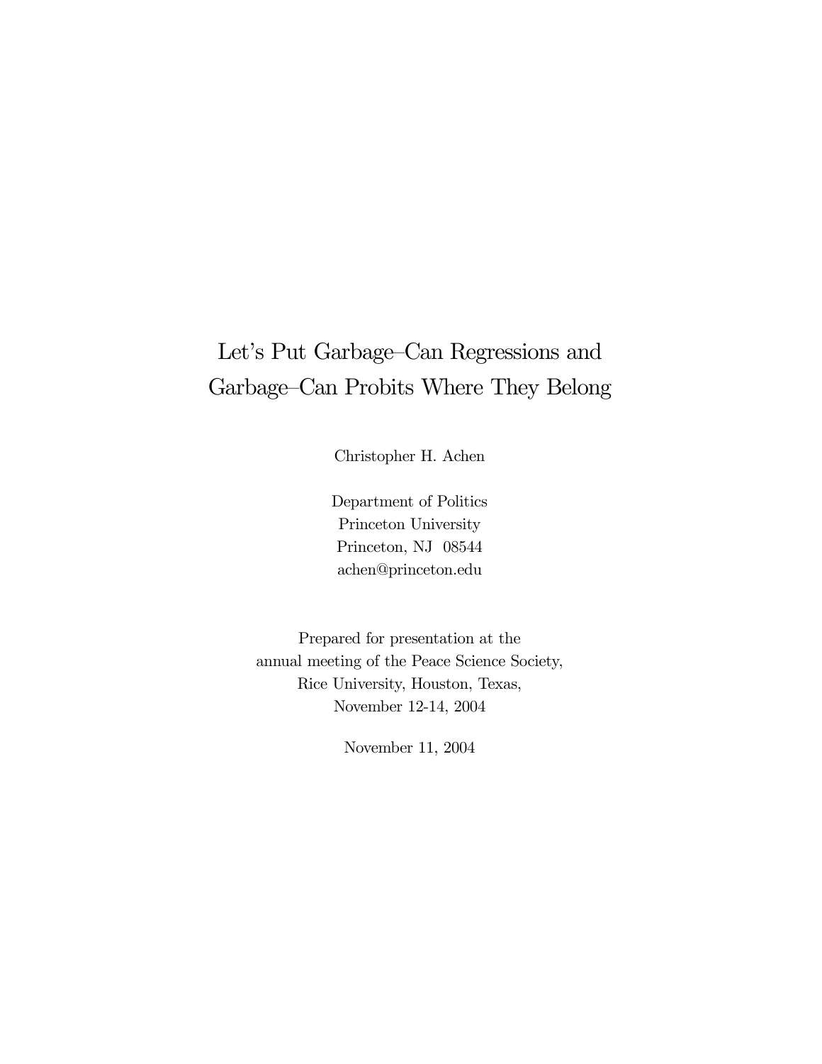# Let's Put Garbage–Can Regressions and Garbage–Can Probits Where They Belong

Christopher H. Achen

Department of Politics
Princeton University
Princeton, NJ 08544
achen@princeton.edu

Prepared for presentation at the
annual meeting of the Peace Science Society,
Rice University, Houston, Texas,
November 12-14, 2004

November 11, 2004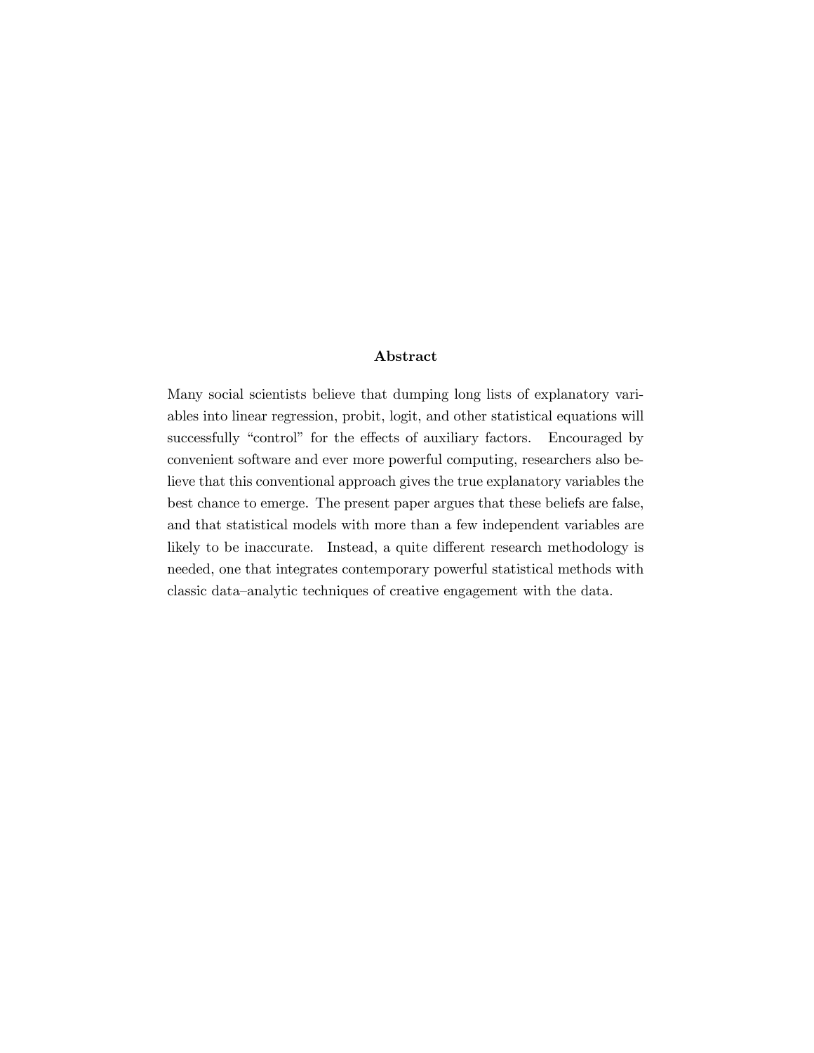## Abstract

Many social scientists believe that dumping long lists of explanatory variables into linear regression, probit, logit, and other statistical equations will successfully "control" for the effects of auxiliary factors. Encouraged by convenient software and ever more powerful computing, researchers also believe that this conventional approach gives the true explanatory variables the best chance to emerge. The present paper argues that these beliefs are false, and that statistical models with more than a few independent variables are likely to be inaccurate. Instead, a quite different research methodology is needed, one that integrates contemporary powerful statistical methods with classic data–analytic techniques of creative engagement with the data.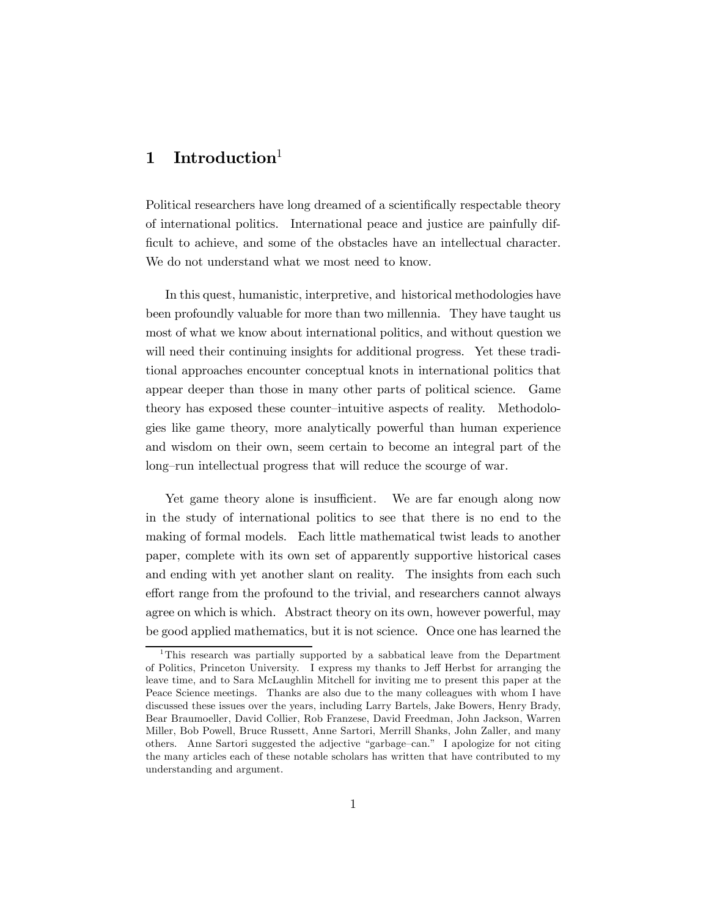# 1 Introduction[1]

Political researchers have long dreamed of a scientifically respectable theory of international politics. International peace and justice are painfully difficult to achieve, and some of the obstacles have an intellectual character. We do not understand what we most need to know.

In this quest, humanistic, interpretive, and historical methodologies have been profoundly valuable for more than two millennia. They have taught us most of what we know about international politics, and without question we will need their continuing insights for additional progress. Yet these traditional approaches encounter conceptual knots in international politics that appear deeper than those in many other parts of political science. Game theory has exposed these counter–intuitive aspects of reality. Methodologies like game theory, more analytically powerful than human experience and wisdom on their own, seem certain to become an integral part of the long–run intellectual progress that will reduce the scourge of war.

Yet game theory alone is insufficient. We are far enough along now in the study of international politics to see that there is no end to the making of formal models. Each little mathematical twist leads to another paper, complete with its own set of apparently supportive historical cases and ending with yet another slant on reality. The insights from each such effort range from the profound to the trivial, and researchers cannot always agree on which is which. Abstract theory on its own, however powerful, may be good applied mathematics, but it is not science. Once one has learned the

[1] This research was partially supported by a sabbatical leave from the Department of Politics, Princeton University. I express my thanks to Jeff Herbst for arranging the leave time, and to Sara McLaughlin Mitchell for inviting me to present this paper at the Peace Science meetings. Thanks are also due to the many colleagues with whom I have discussed these issues over the years, including Larry Bartels, Jake Bowers, Henry Brady, Bear Braumoeller, David Collier, Rob Franzese, David Freedman, John Jackson, Warren Miller, Bob Powell, Bruce Russett, Anne Sartori, Merrill Shanks, John Zaller, and many others. Anne Sartori suggested the adjective "garbage–can." I apologize for not citing the many articles each of these notable scholars has written that have contributed to my understanding and argument.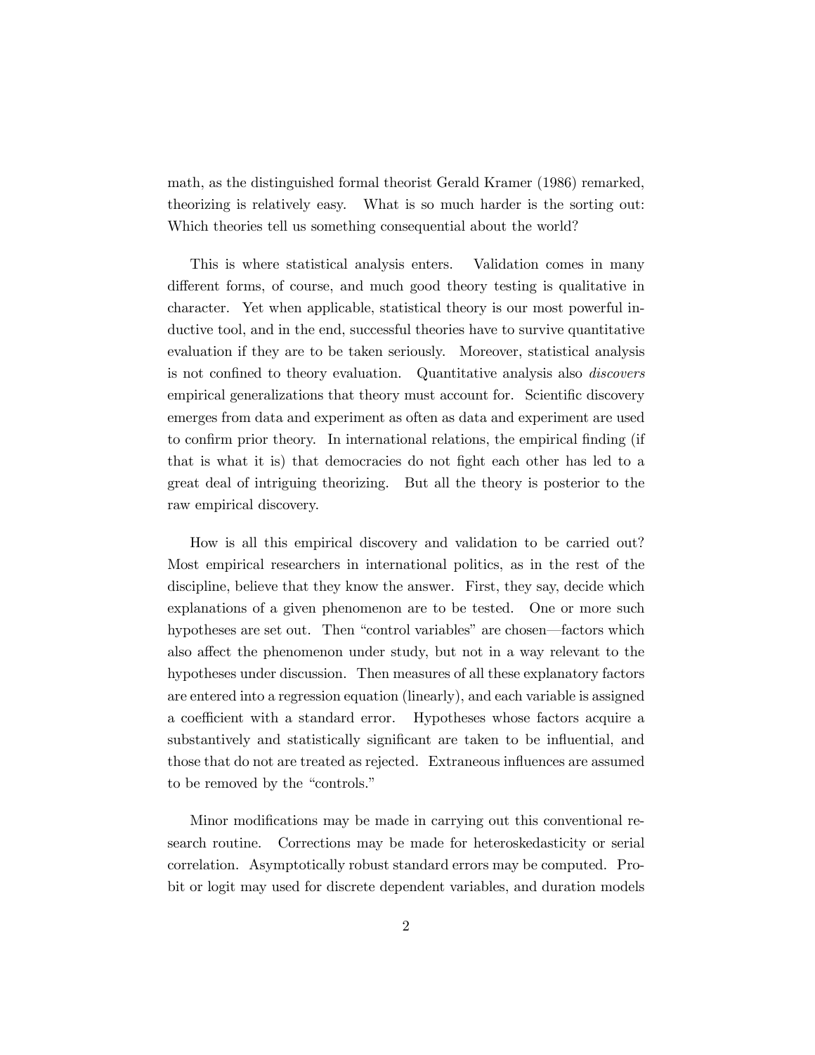math, as the distinguished formal theorist Gerald Kramer (1986) remarked, theorizing is relatively easy. What is so much harder is the sorting out: Which theories tell us something consequential about the world?

This is where statistical analysis enters. Validation comes in many different forms, of course, and much good theory testing is qualitative in character. Yet when applicable, statistical theory is our most powerful inductive tool, and in the end, successful theories have to survive quantitative evaluation if they are to be taken seriously. Moreover, statistical analysis is not confined to theory evaluation. Quantitative analysis also *discovers* empirical generalizations that theory must account for. Scientific discovery emerges from data and experiment as often as data and experiment are used to confirm prior theory. In international relations, the empirical finding (if that is what it is) that democracies do not fight each other has led to a great deal of intriguing theorizing. But all the theory is posterior to the raw empirical discovery.

How is all this empirical discovery and validation to be carried out? Most empirical researchers in international politics, as in the rest of the discipline, believe that they know the answer. First, they say, decide which explanations of a given phenomenon are to be tested. One or more such hypotheses are set out. Then "control variables" are chosen—factors which also affect the phenomenon under study, but not in a way relevant to the hypotheses under discussion. Then measures of all these explanatory factors are entered into a regression equation (linearly), and each variable is assigned a coefficient with a standard error. Hypotheses whose factors acquire a substantively and statistically significant are taken to be influential, and those that do not are treated as rejected. Extraneous influences are assumed to be removed by the "controls."

Minor modifications may be made in carrying out this conventional research routine. Corrections may be made for heteroskedasticity or serial correlation. Asymptotically robust standard errors may be computed. Probit or logit may used for discrete dependent variables, and duration models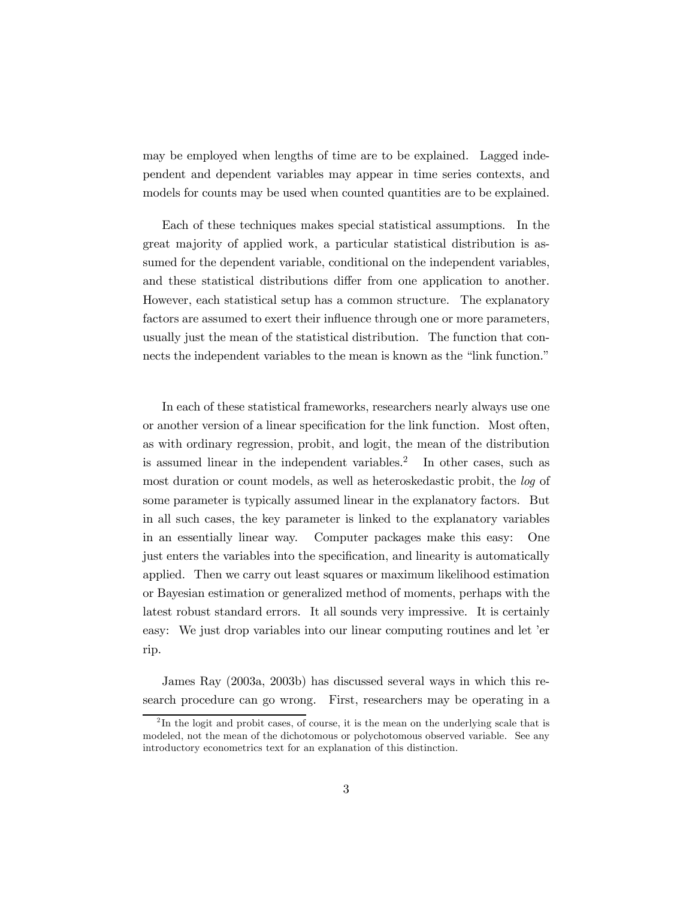may be employed when lengths of time are to be explained. Lagged independent and dependent variables may appear in time series contexts, and models for counts may be used when counted quantities are to be explained.

Each of these techniques makes special statistical assumptions. In the great majority of applied work, a particular statistical distribution is assumed for the dependent variable, conditional on the independent variables, and these statistical distributions differ from one application to another. However, each statistical setup has a common structure. The explanatory factors are assumed to exert their influence through one or more parameters, usually just the mean of the statistical distribution. The function that connects the independent variables to the mean is known as the "link function."

In each of these statistical frameworks, researchers nearly always use one or another version of a linear specification for the link function. Most often, as with ordinary regression, probit, and logit, the mean of the distribution is assumed linear in the independent variables.[2] In other cases, such as most duration or count models, as well as heteroskedastic probit, the *log* of some parameter is typically assumed linear in the explanatory factors. But in all such cases, the key parameter is linked to the explanatory variables in an essentially linear way. Computer packages make this easy: One just enters the variables into the specification, and linearity is automatically applied. Then we carry out least squares or maximum likelihood estimation or Bayesian estimation or generalized method of moments, perhaps with the latest robust standard errors. It all sounds very impressive. It is certainly easy: We just drop variables into our linear computing routines and let 'er rip.

James Ray (2003a, 2003b) has discussed several ways in which this research procedure can go wrong. First, researchers may be operating in a

[2] In the logit and probit cases, of course, it is the mean on the underlying scale that is modeled, not the mean of the dichotomous or polychotomous observed variable. See any introductory econometrics text for an explanation of this distinction.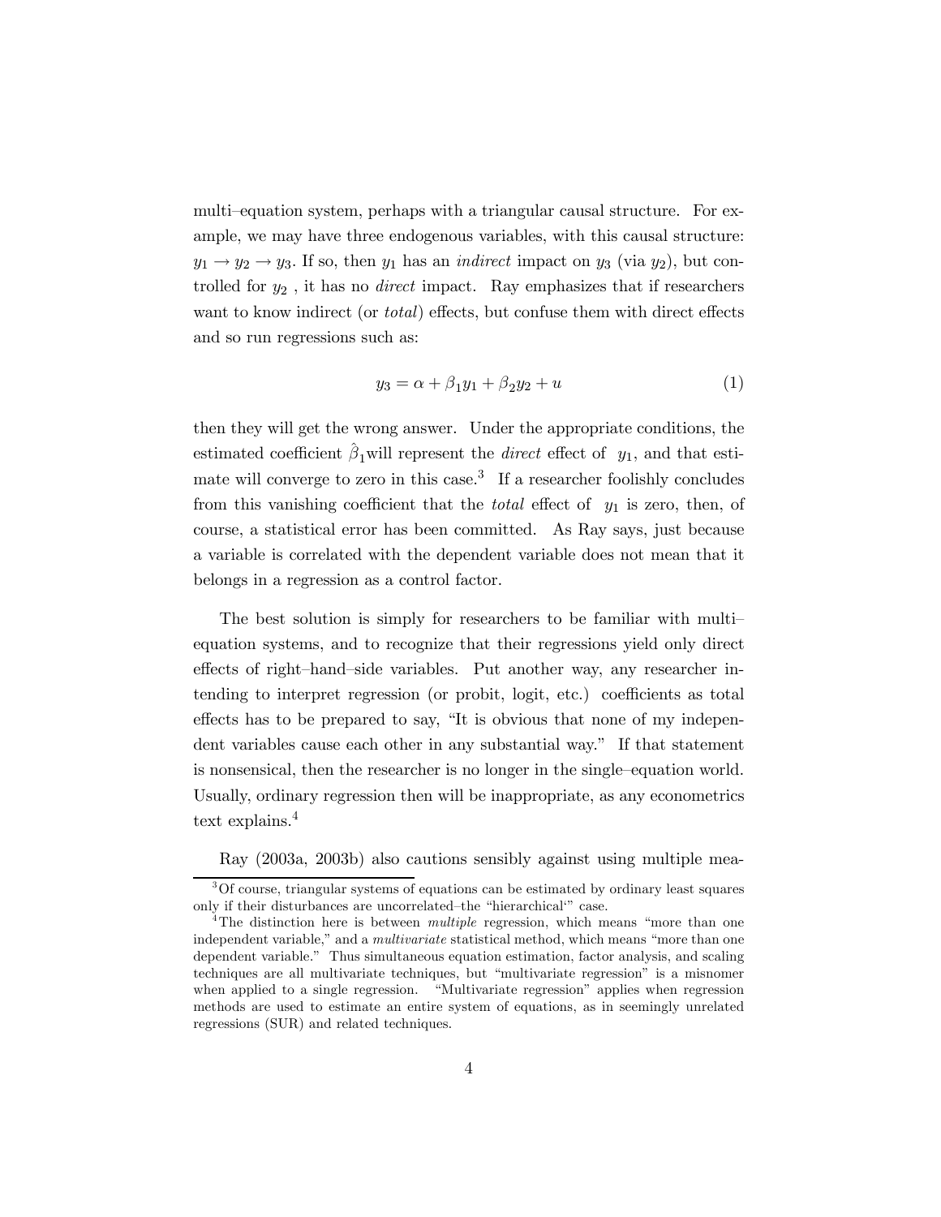multi–equation system, perhaps with a triangular causal structure. For example, we may have three endogenous variables, with this causal structure: $y_1 \rightarrow y_2 \rightarrow y_3$. If so, then $y_1$ has an *indirect* impact on $y_3$ (via $y_2$), but controlled for $y_2$ , it has no *direct* impact. Ray emphasizes that if researchers want to know indirect (or *total*) effects, but confuse them with direct effects and so run regressions such as:

$$y_3 = \alpha + \beta_1 y_1 + \beta_2 y_2 + u \tag{1}$$

then they will get the wrong answer. Under the appropriate conditions, the estimated coefficient $\hat{\beta}_1$ will represent the *direct* effect of $y_1$, and that estimate will converge to zero in this case.[3] If a researcher foolishly concludes from this vanishing coefficient that the *total* effect of $y_1$ is zero, then, of course, a statistical error has been committed. As Ray says, just because a variable is correlated with the dependent variable does not mean that it belongs in a regression as a control factor.

The best solution is simply for researchers to be familiar with multi–equation systems, and to recognize that their regressions yield only direct effects of right–hand–side variables. Put another way, any researcher intending to interpret regression (or probit, logit, etc.) coefficients as total effects has to be prepared to say, "It is obvious that none of my independent variables cause each other in any substantial way." If that statement is nonsensical, then the researcher is no longer in the single–equation world. Usually, ordinary regression then will be inappropriate, as any econometrics text explains.[4]

Ray (2003a, 2003b) also cautions sensibly against using multiple mea-

---

[3] Of course, triangular systems of equations can be estimated by ordinary least squares only if their disturbances are uncorrelated–the "hierarchical" case.

[4] The distinction here is between *multiple* regression, which means "more than one independent variable," and a *multivariate* statistical method, which means "more than one dependent variable." Thus simultaneous equation estimation, factor analysis, and scaling techniques are all multivariate techniques, but "multivariate regression" is a misnomer when applied to a single regression. "Multivariate regression" applies when regression methods are used to estimate an entire system of equations, as in seemingly unrelated regressions (SUR) and related techniques.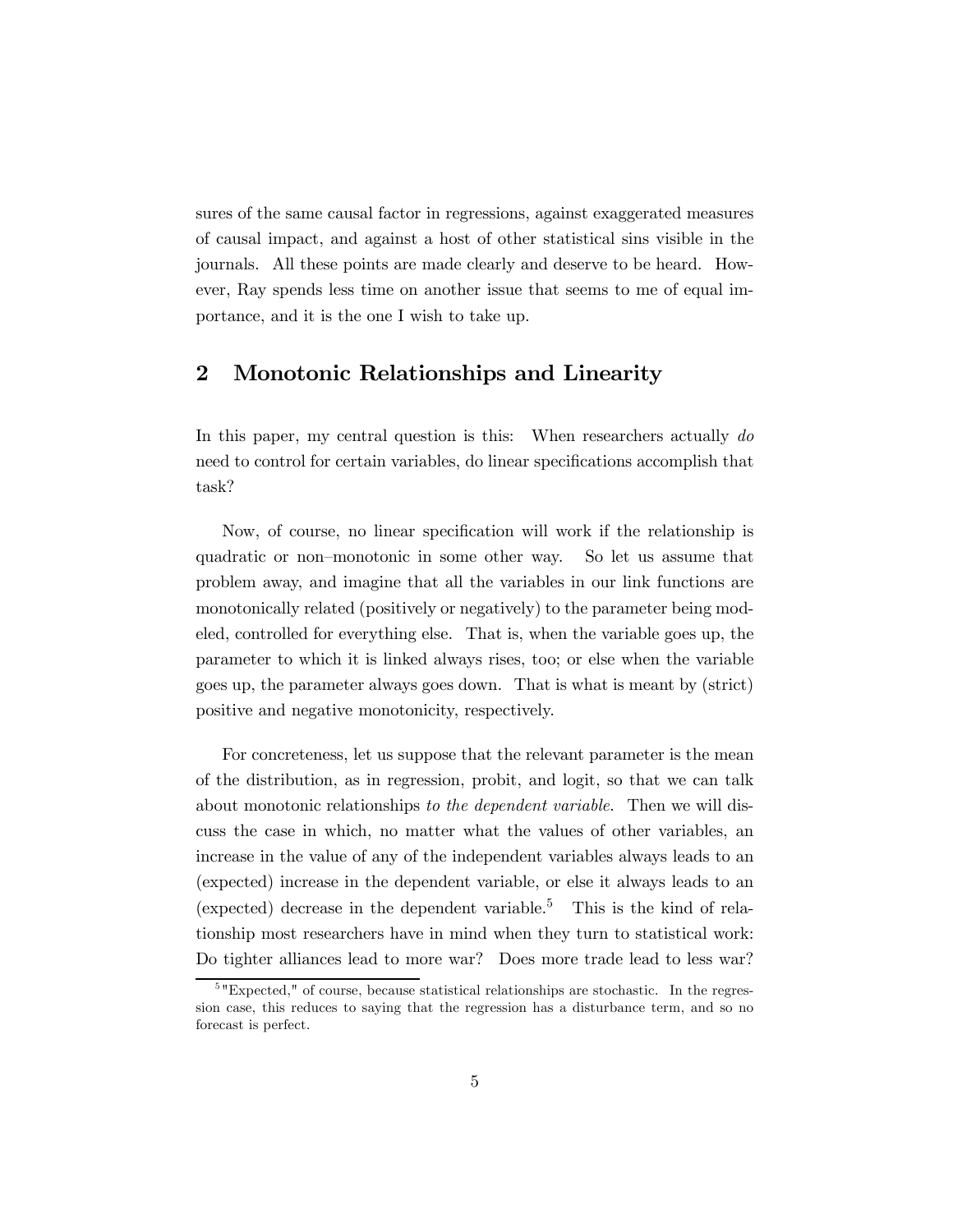sures of the same causal factor in regressions, against exaggerated measures of causal impact, and against a host of other statistical sins visible in the journals. All these points are made clearly and deserve to be heard. However, Ray spends less time on another issue that seems to me of equal importance, and it is the one I wish to take up.

## 2 Monotonic Relationships and Linearity

In this paper, my central question is this: When researchers actually *do* need to control for certain variables, do linear specifications accomplish that task?

Now, of course, no linear specification will work if the relationship is quadratic or non–monotonic in some other way. So let us assume that problem away, and imagine that all the variables in our link functions are monotonically related (positively or negatively) to the parameter being modeled, controlled for everything else. That is, when the variable goes up, the parameter to which it is linked always rises, too; or else when the variable goes up, the parameter always goes down. That is what is meant by (strict) positive and negative monotonicity, respectively.

For concreteness, let us suppose that the relevant parameter is the mean of the distribution, as in regression, probit, and logit, so that we can talk about monotonic relationships *to the dependent variable*. Then we will discuss the case in which, no matter what the values of other variables, an increase in the value of any of the independent variables always leads to an (expected) increase in the dependent variable, or else it always leads to an (expected) decrease in the dependent variable.[5] This is the kind of relationship most researchers have in mind when they turn to statistical work: Do tighter alliances lead to more war? Does more trade lead to less war?

[5] "Expected," of course, because statistical relationships are stochastic. In the regression case, this reduces to saying that the regression has a disturbance term, and so no forecast is perfect.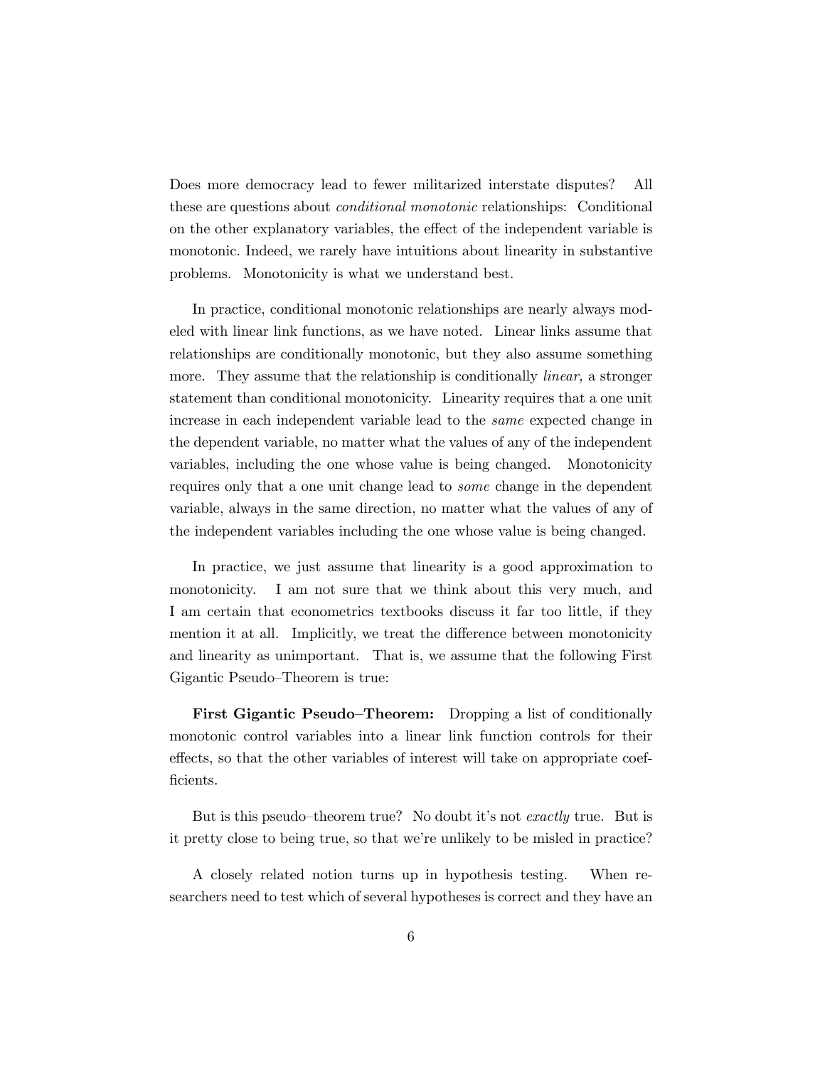Does more democracy lead to fewer militarized interstate disputes? All these are questions about *conditional monotonic* relationships: Conditional on the other explanatory variables, the effect of the independent variable is monotonic. Indeed, we rarely have intuitions about linearity in substantive problems. Monotonicity is what we understand best.

In practice, conditional monotonic relationships are nearly always modeled with linear link functions, as we have noted. Linear links assume that relationships are conditionally monotonic, but they also assume something more. They assume that the relationship is conditionally *linear,* a stronger statement than conditional monotonicity. Linearity requires that a one unit increase in each independent variable lead to the *same* expected change in the dependent variable, no matter what the values of any of the independent variables, including the one whose value is being changed. Monotonicity requires only that a one unit change lead to *some* change in the dependent variable, always in the same direction, no matter what the values of any of the independent variables including the one whose value is being changed.

In practice, we just assume that linearity is a good approximation to monotonicity. I am not sure that we think about this very much, and I am certain that econometrics textbooks discuss it far too little, if they mention it at all. Implicitly, we treat the difference between monotonicity and linearity as unimportant. That is, we assume that the following First Gigantic Pseudo–Theorem is true:

**First Gigantic Pseudo–Theorem:** Dropping a list of conditionally monotonic control variables into a linear link function controls for their effects, so that the other variables of interest will take on appropriate coefficients.

But is this pseudo–theorem true? No doubt it's not *exactly* true. But is it pretty close to being true, so that we're unlikely to be misled in practice?

A closely related notion turns up in hypothesis testing. When researchers need to test which of several hypotheses is correct and they have an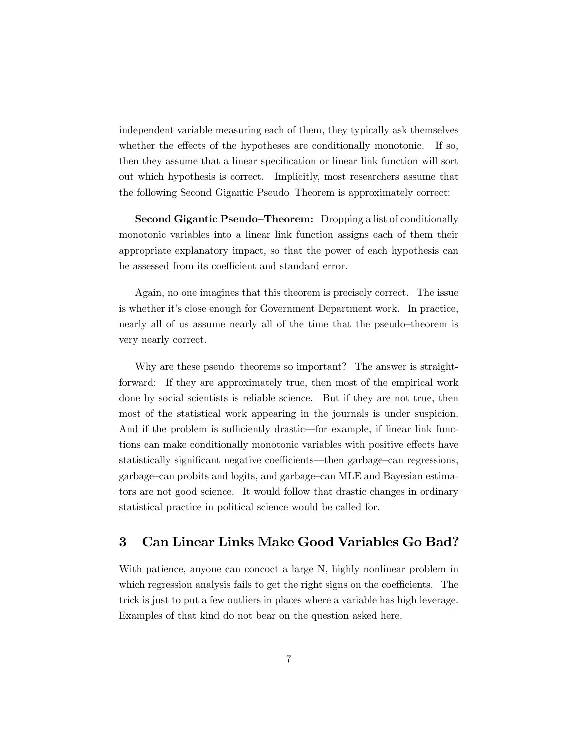independent variable measuring each of them, they typically ask themselves whether the effects of the hypotheses are conditionally monotonic. If so, then they assume that a linear specification or linear link function will sort out which hypothesis is correct. Implicitly, most researchers assume that the following Second Gigantic Pseudo–Theorem is approximately correct:

**Second Gigantic Pseudo–Theorem:** Dropping a list of conditionally monotonic variables into a linear link function assigns each of them their appropriate explanatory impact, so that the power of each hypothesis can be assessed from its coefficient and standard error.

Again, no one imagines that this theorem is precisely correct. The issue is whether it's close enough for Government Department work. In practice, nearly all of us assume nearly all of the time that the pseudo–theorem is very nearly correct.

Why are these pseudo–theorems so important? The answer is straightforward: If they are approximately true, then most of the empirical work done by social scientists is reliable science. But if they are not true, then most of the statistical work appearing in the journals is under suspicion. And if the problem is sufficiently drastic—for example, if linear link functions can make conditionally monotonic variables with positive effects have statistically significant negative coefficients—then garbage–can regressions, garbage–can probits and logits, and garbage–can MLE and Bayesian estimators are not good science. It would follow that drastic changes in ordinary statistical practice in political science would be called for.

## 3 Can Linear Links Make Good Variables Go Bad?

With patience, anyone can concoct a large N, highly nonlinear problem in which regression analysis fails to get the right signs on the coefficients. The trick is just to put a few outliers in places where a variable has high leverage. Examples of that kind do not bear on the question asked here.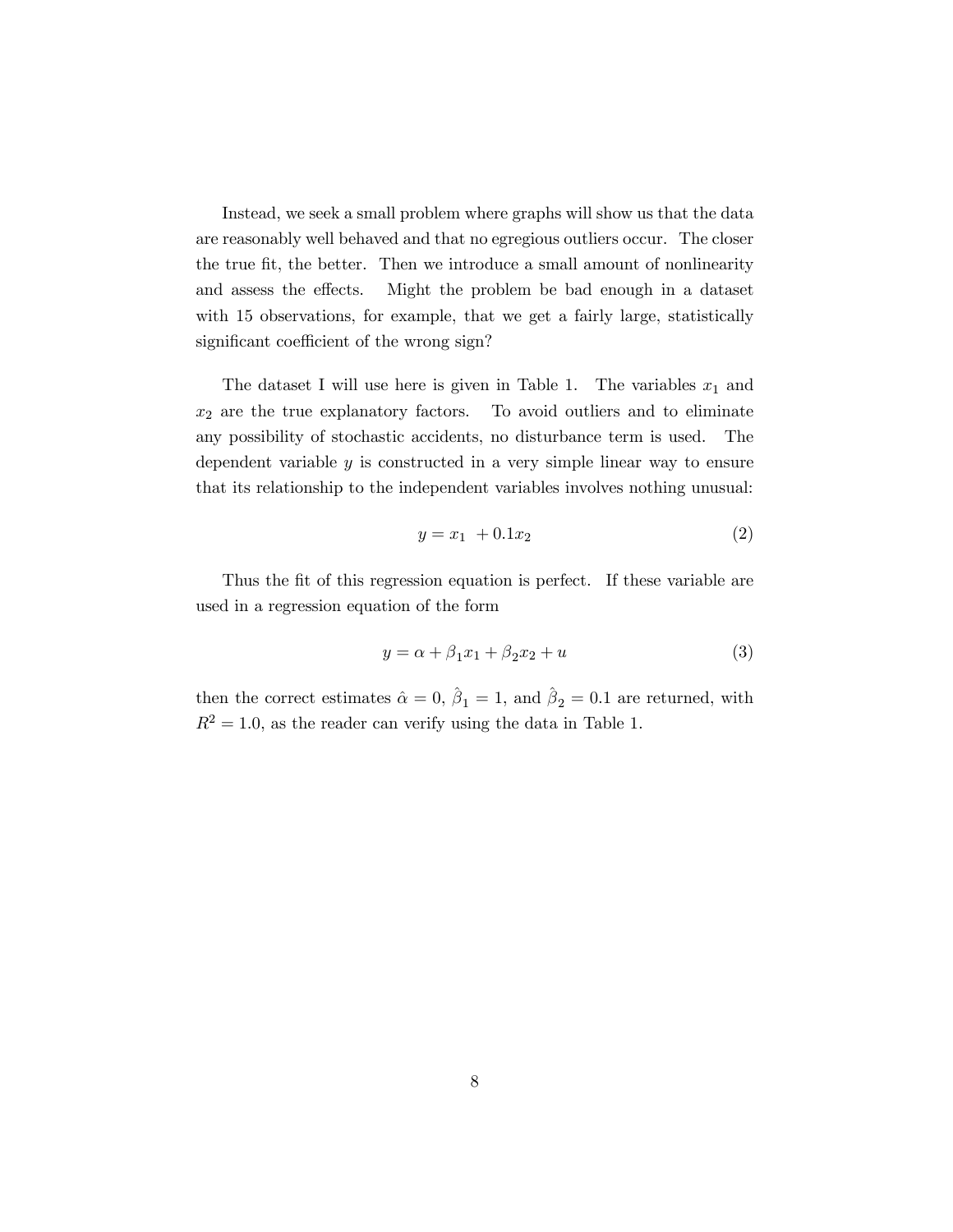Instead, we seek a small problem where graphs will show us that the data are reasonably well behaved and that no egregious outliers occur. The closer the true fit, the better. Then we introduce a small amount of nonlinearity and assess the effects. Might the problem be bad enough in a dataset with 15 observations, for example, that we get a fairly large, statistically significant coefficient of the wrong sign?

The dataset I will use here is given in Table 1. The variables $x_1$ and $x_2$ are the true explanatory factors. To avoid outliers and to eliminate any possibility of stochastic accidents, no disturbance term is used. The dependent variable $y$ is constructed in a very simple linear way to ensure that its relationship to the independent variables involves nothing unusual:

$$y = x_1 \ + 0.1x_2 \tag{2}$$

Thus the fit of this regression equation is perfect. If these variable are used in a regression equation of the form

$$y = \alpha + \beta_1 x_1 + \beta_2 x_2 + u \tag{3}$$

then the correct estimates $\hat{\alpha} = 0$, $\hat{\beta}_1 = 1$, and $\hat{\beta}_2 = 0.1$ are returned, with $R^2 = 1.0$, as the reader can verify using the data in Table 1.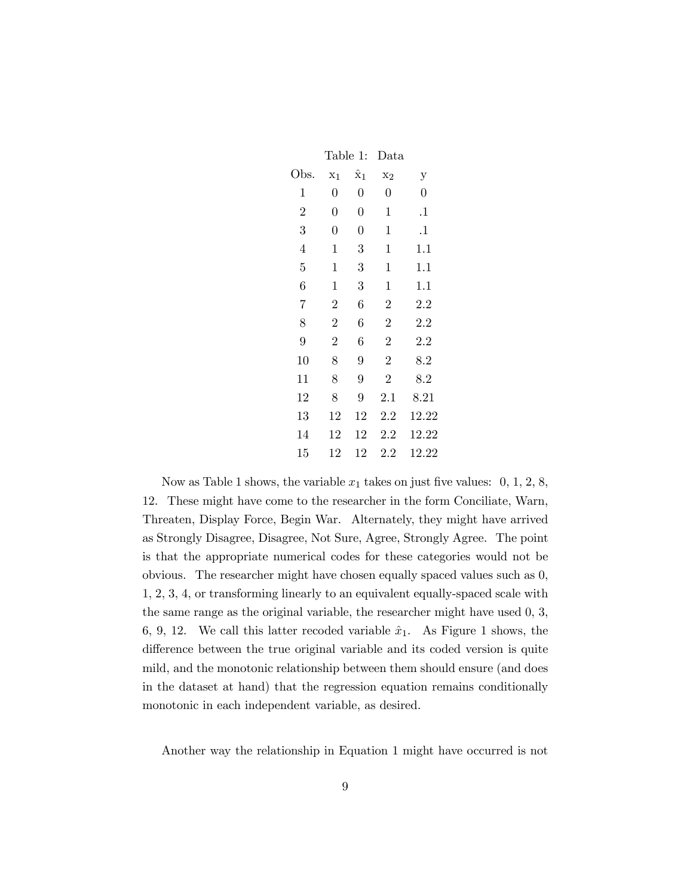Table 1: Data

| Obs. | $x_1$ | $\hat{x}_1$ | $x_2$ | y |
|---|---|---|---|---|
| 1 | 0 | 0 | 0 | 0 |
| 2 | 0 | 0 | 1 | .1 |
| 3 | 0 | 0 | 1 | .1 |
| 4 | 1 | 3 | 1 | 1.1 |
| 5 | 1 | 3 | 1 | 1.1 |
| 6 | 1 | 3 | 1 | 1.1 |
| 7 | 2 | 6 | 2 | 2.2 |
| 8 | 2 | 6 | 2 | 2.2 |
| 9 | 2 | 6 | 2 | 2.2 |
| 10 | 8 | 9 | 2 | 8.2 |
| 11 | 8 | 9 | 2 | 8.2 |
| 12 | 8 | 9 | 2.1 | 8.21 |
| 13 | 12 | 12 | 2.2 | 12.22 |
| 14 | 12 | 12 | 2.2 | 12.22 |
| 15 | 12 | 12 | 2.2 | 12.22 |

Now as Table 1 shows, the variable $x_1$ takes on just five values: 0, 1, 2, 8, 12. These might have come to the researcher in the form Conciliate, Warn, Threaten, Display Force, Begin War. Alternately, they might have arrived as Strongly Disagree, Disagree, Not Sure, Agree, Strongly Agree. The point is that the appropriate numerical codes for these categories would not be obvious. The researcher might have chosen equally spaced values such as 0, 1, 2, 3, 4, or transforming linearly to an equivalent equally-spaced scale with the same range as the original variable, the researcher might have used 0, 3, 6, 9, 12. We call this latter recoded variable $\hat{x}_1$. As Figure 1 shows, the difference between the true original variable and its coded version is quite mild, and the monotonic relationship between them should ensure (and does in the dataset at hand) that the regression equation remains conditionally monotonic in each independent variable, as desired.

Another way the relationship in Equation 1 might have occurred is not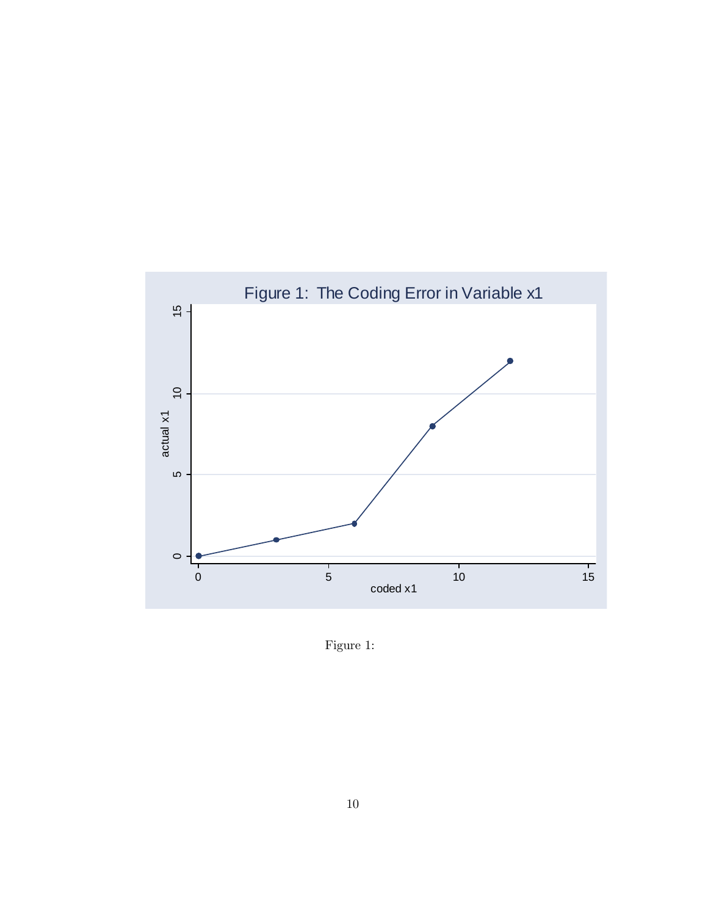Figure 1: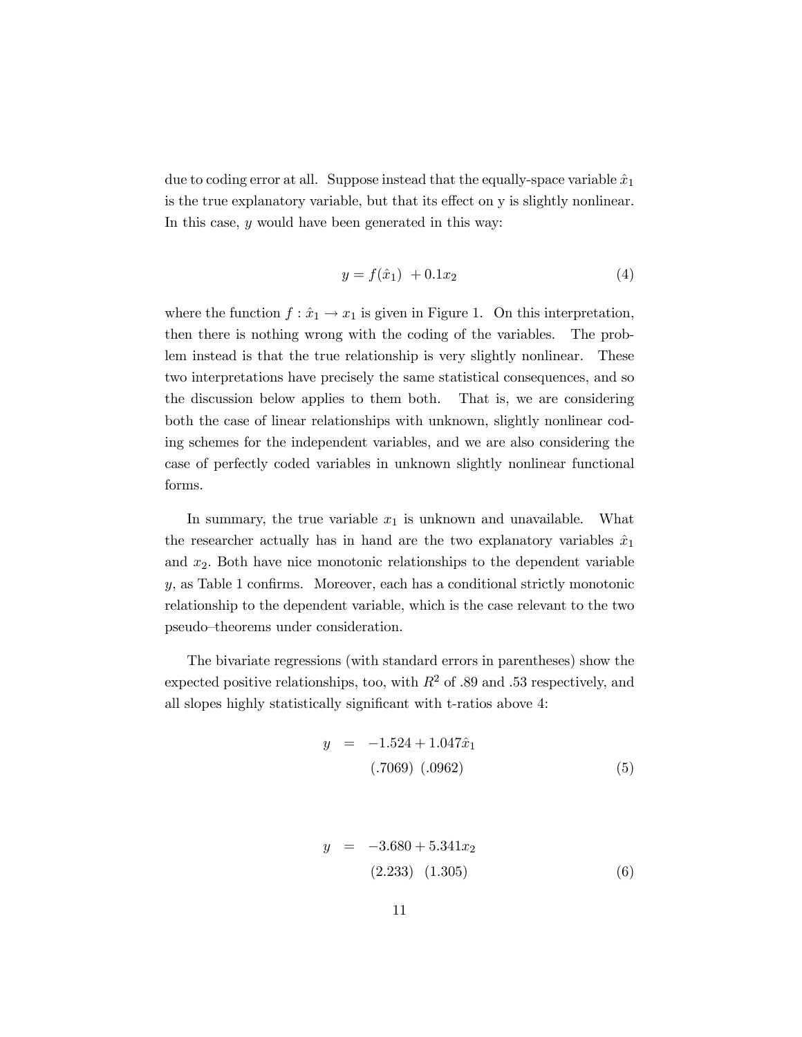due to coding error at all. Suppose instead that the equally-space variable $\hat{x}_1$ is the true explanatory variable, but that its effect on y is slightly nonlinear. In this case, $y$ would have been generated in this way:

$$y = f(\hat{x}_1) \ + 0.1x_2 \tag{4}$$

where the function $f : \hat{x}_1 \rightarrow x_1$ is given in Figure 1. On this interpretation, then there is nothing wrong with the coding of the variables. The problem instead is that the true relationship is very slightly nonlinear. These two interpretations have precisely the same statistical consequences, and so the discussion below applies to them both. That is, we are considering both the case of linear relationships with unknown, slightly nonlinear coding schemes for the independent variables, and we are also considering the case of perfectly coded variables in unknown slightly nonlinear functional forms.

In summary, the true variable $x_1$ is unknown and unavailable. What the researcher actually has in hand are the two explanatory variables $\hat{x}_1$ and $x_2$. Both have nice monotonic relationships to the dependent variable $y$, as Table 1 confirms. Moreover, each has a conditional strictly monotonic relationship to the dependent variable, which is the case relevant to the two pseudo–theorems under consideration.

The bivariate regressions (with standard errors in parentheses) show the expected positive relationships, too, with $R^2$ of .89 and .53 respectively, and all slopes highly statistically significant with t-ratios above 4:

$$\begin{aligned} y &= -1.524 + 1.047\hat{x}_1 \\ & \quad\; (.7069) \;\; (.0962) \end{aligned} \tag{5}$$

$$\begin{aligned} y &= -3.680 + 5.341x_2 \\ & \quad\; (2.233) \;\; (1.305) \end{aligned} \tag{6}$$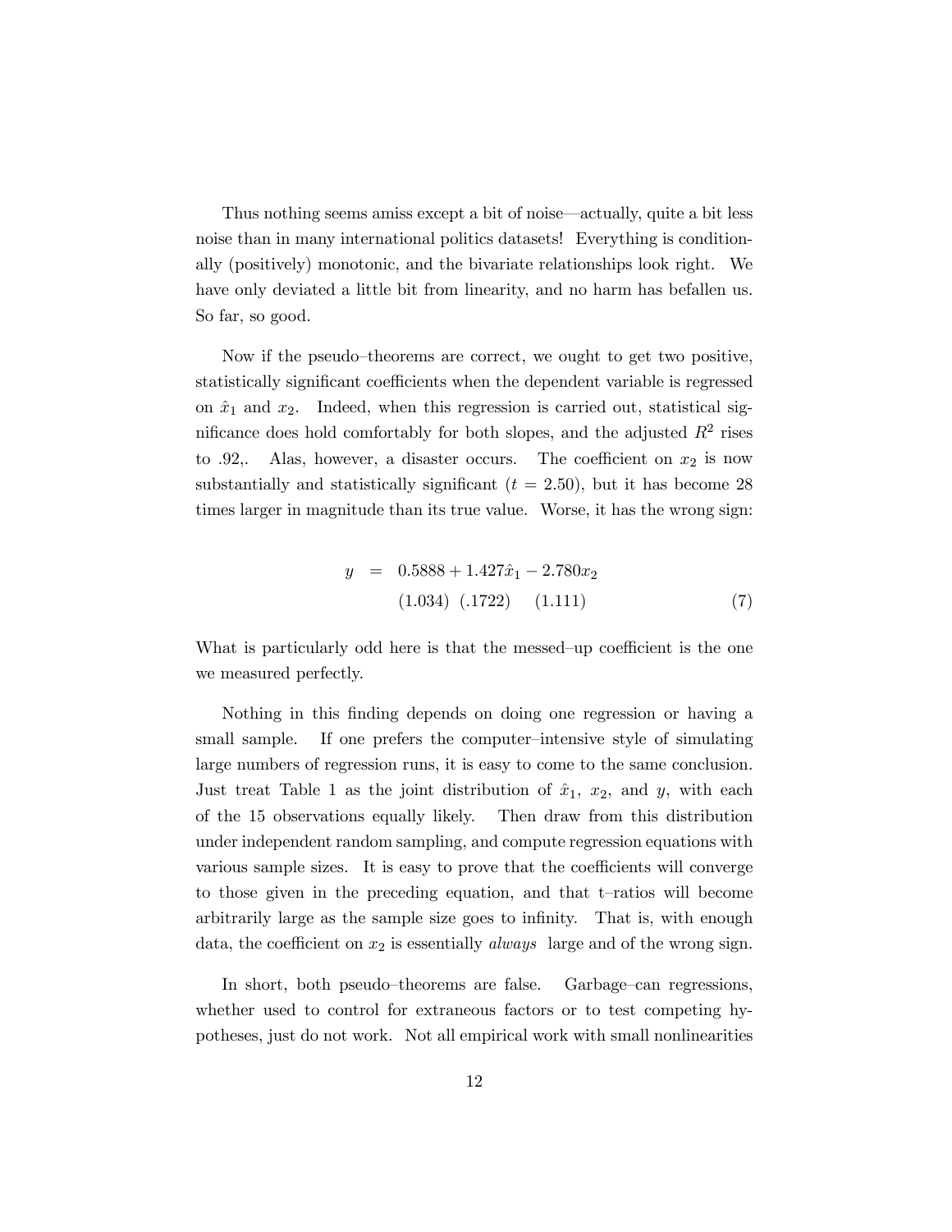Thus nothing seems amiss except a bit of noise—actually, quite a bit less noise than in many international politics datasets! Everything is conditionally (positively) monotonic, and the bivariate relationships look right. We have only deviated a little bit from linearity, and no harm has befallen us. So far, so good.

Now if the pseudo–theorems are correct, we ought to get two positive, statistically significant coefficients when the dependent variable is regressed on $\hat{x}_1$ and $x_2$. Indeed, when this regression is carried out, statistical significance does hold comfortably for both slopes, and the adjusted $R^2$ rises to .92,. Alas, however, a disaster occurs. The coefficient on $x_2$ is now substantially and statistically significant ($t = 2.50$), but it has become 28 times larger in magnitude than its true value. Worse, it has the wrong sign:

$$
\begin{aligned}
y \;=\;& 0.5888 + 1.427\hat{x}_1 - 2.780x_2 \\
& (1.034) \;\; (.1722) \quad\; (1.111)
\end{aligned}
\tag{7}
$$

What is particularly odd here is that the messed–up coefficient is the one we measured perfectly.

Nothing in this finding depends on doing one regression or having a small sample. If one prefers the computer–intensive style of simulating large numbers of regression runs, it is easy to come to the same conclusion. Just treat Table 1 as the joint distribution of $\hat{x}_1$, $x_2$, and $y$, with each of the 15 observations equally likely. Then draw from this distribution under independent random sampling, and compute regression equations with various sample sizes. It is easy to prove that the coefficients will converge to those given in the preceding equation, and that t–ratios will become arbitrarily large as the sample size goes to infinity. That is, with enough data, the coefficient on $x_2$ is essentially *always* large and of the wrong sign.

In short, both pseudo–theorems are false. Garbage–can regressions, whether used to control for extraneous factors or to test competing hypotheses, just do not work. Not all empirical work with small nonlinearities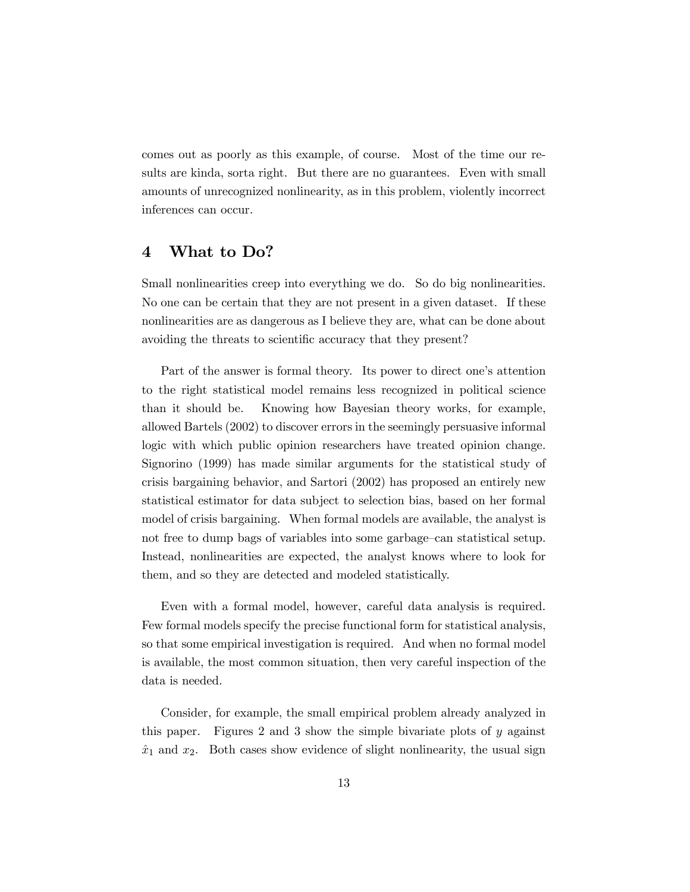comes out as poorly as this example, of course. Most of the time our results are kinda, sorta right. But there are no guarantees. Even with small amounts of unrecognized nonlinearity, as in this problem, violently incorrect inferences can occur.

## 4 What to Do?

Small nonlinearities creep into everything we do. So do big nonlinearities. No one can be certain that they are not present in a given dataset. If these nonlinearities are as dangerous as I believe they are, what can be done about avoiding the threats to scientific accuracy that they present?

Part of the answer is formal theory. Its power to direct one's attention to the right statistical model remains less recognized in political science than it should be. Knowing how Bayesian theory works, for example, allowed Bartels (2002) to discover errors in the seemingly persuasive informal logic with which public opinion researchers have treated opinion change. Signorino (1999) has made similar arguments for the statistical study of crisis bargaining behavior, and Sartori (2002) has proposed an entirely new statistical estimator for data subject to selection bias, based on her formal model of crisis bargaining. When formal models are available, the analyst is not free to dump bags of variables into some garbage–can statistical setup. Instead, nonlinearities are expected, the analyst knows where to look for them, and so they are detected and modeled statistically.

Even with a formal model, however, careful data analysis is required. Few formal models specify the precise functional form for statistical analysis, so that some empirical investigation is required. And when no formal model is available, the most common situation, then very careful inspection of the data is needed.

Consider, for example, the small empirical problem already analyzed in this paper. Figures 2 and 3 show the simple bivariate plots of $y$ against $\hat{x}_1$ and $x_2$. Both cases show evidence of slight nonlinearity, the usual sign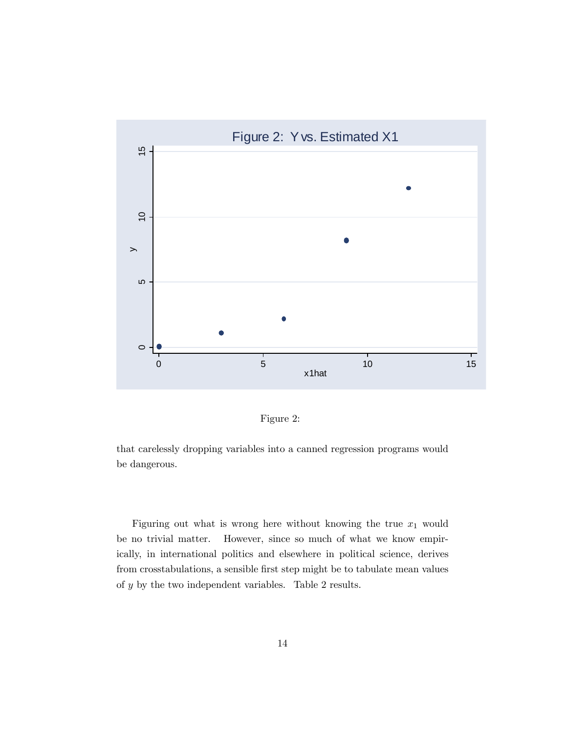Figure 2:

that carelessly dropping variables into a canned regression programs would be dangerous.

Figuring out what is wrong here without knowing the true $x_1$ would be no trivial matter. However, since so much of what we know empirically, in international politics and elsewhere in political science, derives from crosstabulations, a sensible first step might be to tabulate mean values of $y$ by the two independent variables. Table 2 results.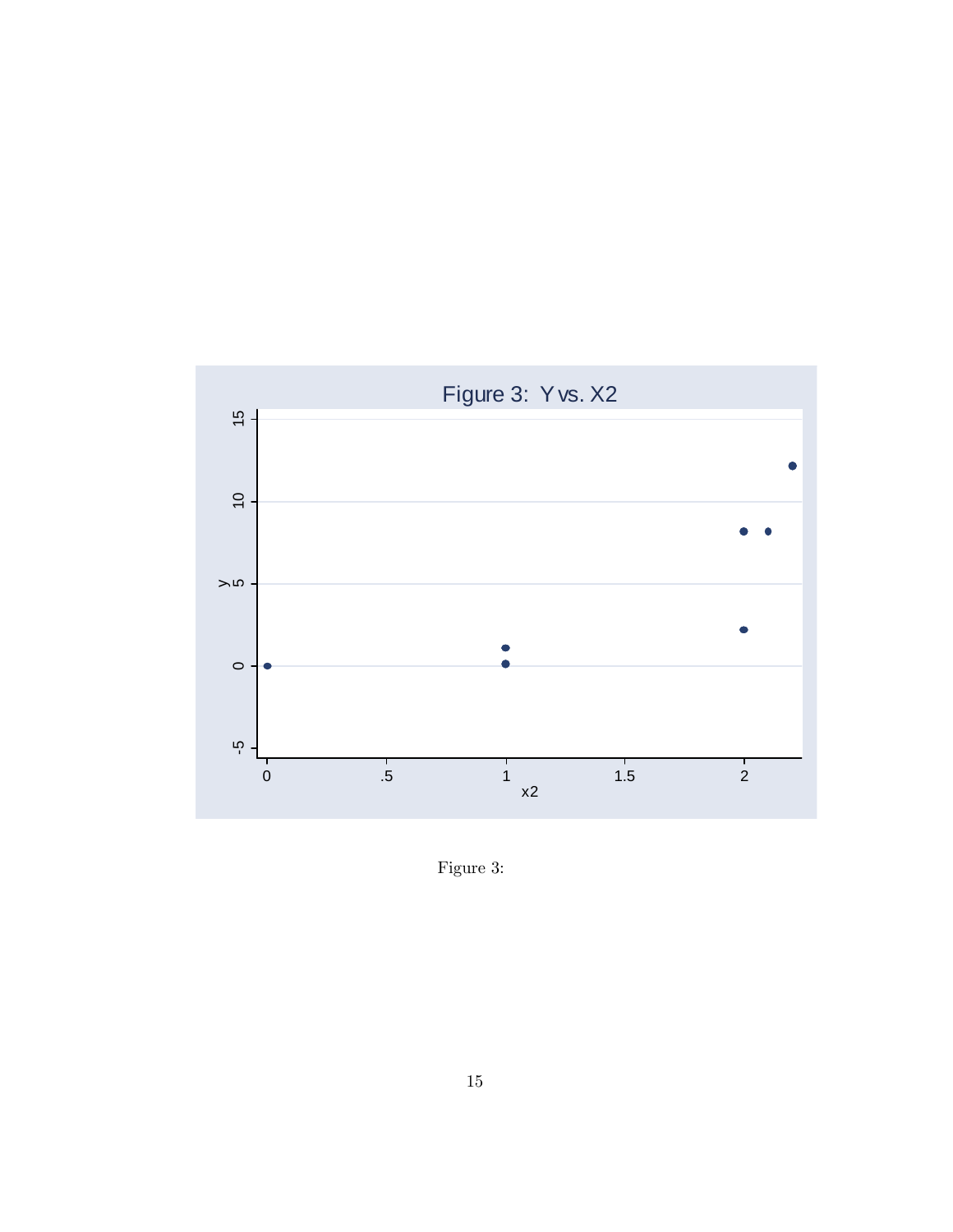Figure 3: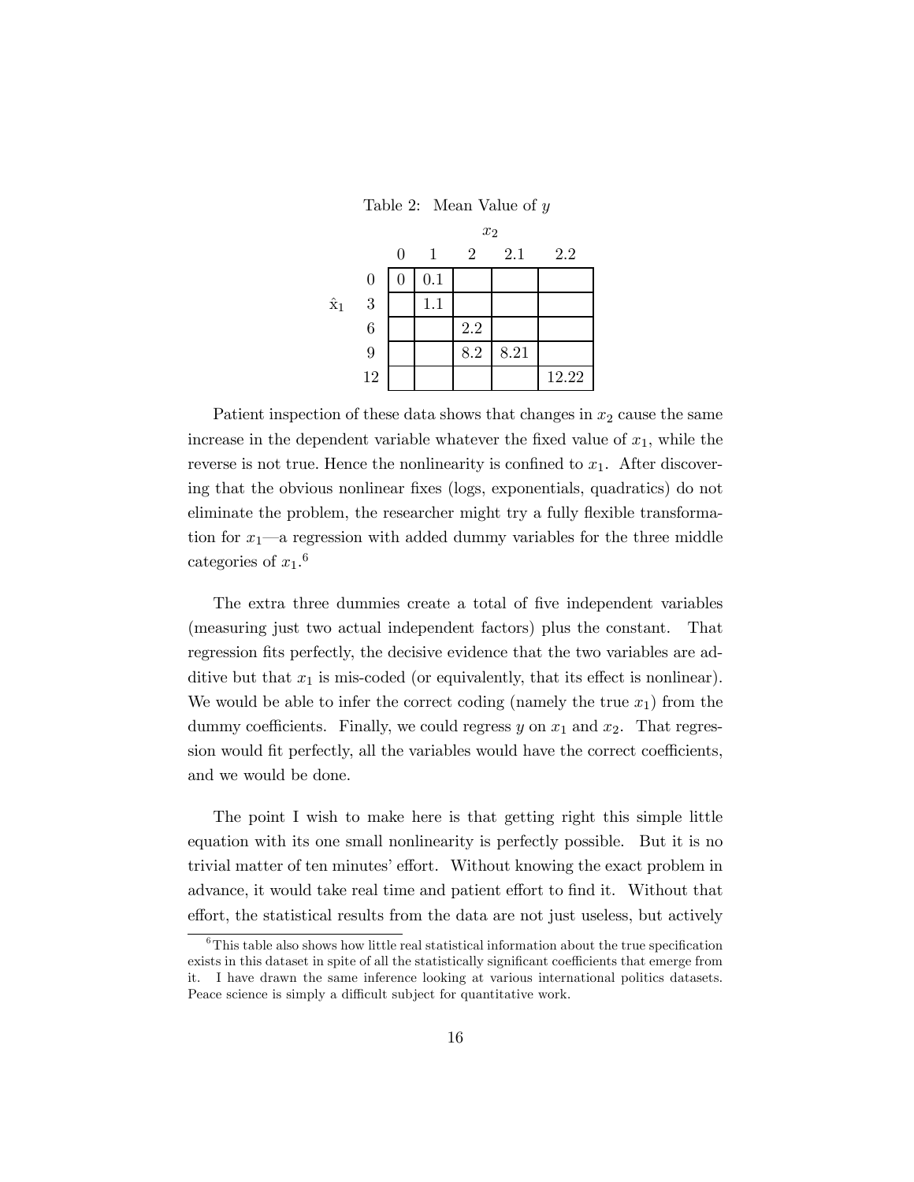Table 2: Mean Value of $y$

| | | $x_2$ | | | | |
|---|---|---|---|---|---|---|
| | | 0 | 1 | 2 | 2.1 | 2.2 |
| $\hat{x}_1$ | 0 | 0 | 0.1 | | | |
| | 3 | | 1.1 | | | |
| | 6 | | | 2.2 | | |
| | 9 | | | 8.2 | 8.21 | |
| | 12 | | | | | 12.22 |

Patient inspection of these data shows that changes in $x_2$ cause the same increase in the dependent variable whatever the fixed value of $x_1$, while the reverse is not true. Hence the nonlinearity is confined to $x_1$. After discovering that the obvious nonlinear fixes (logs, exponentials, quadratics) do not eliminate the problem, the researcher might try a fully flexible transformation for $x_1$—a regression with added dummy variables for the three middle categories of $x_1$.[6]

The extra three dummies create a total of five independent variables (measuring just two actual independent factors) plus the constant. That regression fits perfectly, the decisive evidence that the two variables are additive but that $x_1$ is mis-coded (or equivalently, that its effect is nonlinear). We would be able to infer the correct coding (namely the true $x_1$) from the dummy coefficients. Finally, we could regress $y$ on $x_1$ and $x_2$. That regression would fit perfectly, all the variables would have the correct coefficients, and we would be done.

The point I wish to make here is that getting right this simple little equation with its one small nonlinearity is perfectly possible. But it is no trivial matter of ten minutes' effort. Without knowing the exact problem in advance, it would take real time and patient effort to find it. Without that effort, the statistical results from the data are not just useless, but actively

[6] This table also shows how little real statistical information about the true specification exists in this dataset in spite of all the statistically significant coefficients that emerge from it. I have drawn the same inference looking at various international politics datasets. Peace science is simply a difficult subject for quantitative work.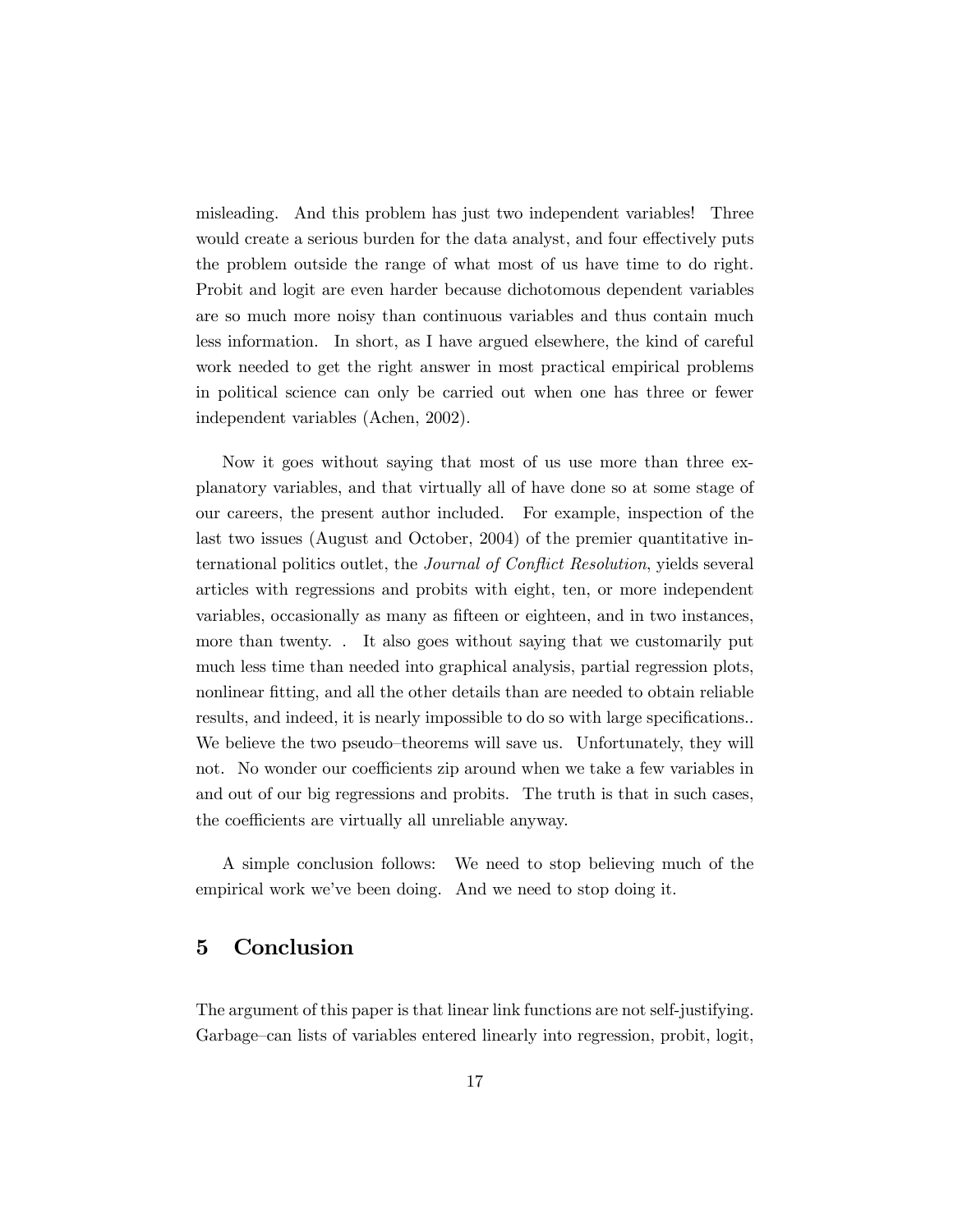misleading. And this problem has just two independent variables! Three would create a serious burden for the data analyst, and four effectively puts the problem outside the range of what most of us have time to do right. Probit and logit are even harder because dichotomous dependent variables are so much more noisy than continuous variables and thus contain much less information. In short, as I have argued elsewhere, the kind of careful work needed to get the right answer in most practical empirical problems in political science can only be carried out when one has three or fewer independent variables (Achen, 2002).

Now it goes without saying that most of us use more than three explanatory variables, and that virtually all of have done so at some stage of our careers, the present author included. For example, inspection of the last two issues (August and October, 2004) of the premier quantitative international politics outlet, the *Journal of Conflict Resolution*, yields several articles with regressions and probits with eight, ten, or more independent variables, occasionally as many as fifteen or eighteen, and in two instances, more than twenty. . It also goes without saying that we customarily put much less time than needed into graphical analysis, partial regression plots, nonlinear fitting, and all the other details than are needed to obtain reliable results, and indeed, it is nearly impossible to do so with large specifications.. We believe the two pseudo–theorems will save us. Unfortunately, they will not. No wonder our coefficients zip around when we take a few variables in and out of our big regressions and probits. The truth is that in such cases, the coefficients are virtually all unreliable anyway.

A simple conclusion follows: We need to stop believing much of the empirical work we've been doing. And we need to stop doing it.

## 5 Conclusion

The argument of this paper is that linear link functions are not self-justifying. Garbage–can lists of variables entered linearly into regression, probit, logit,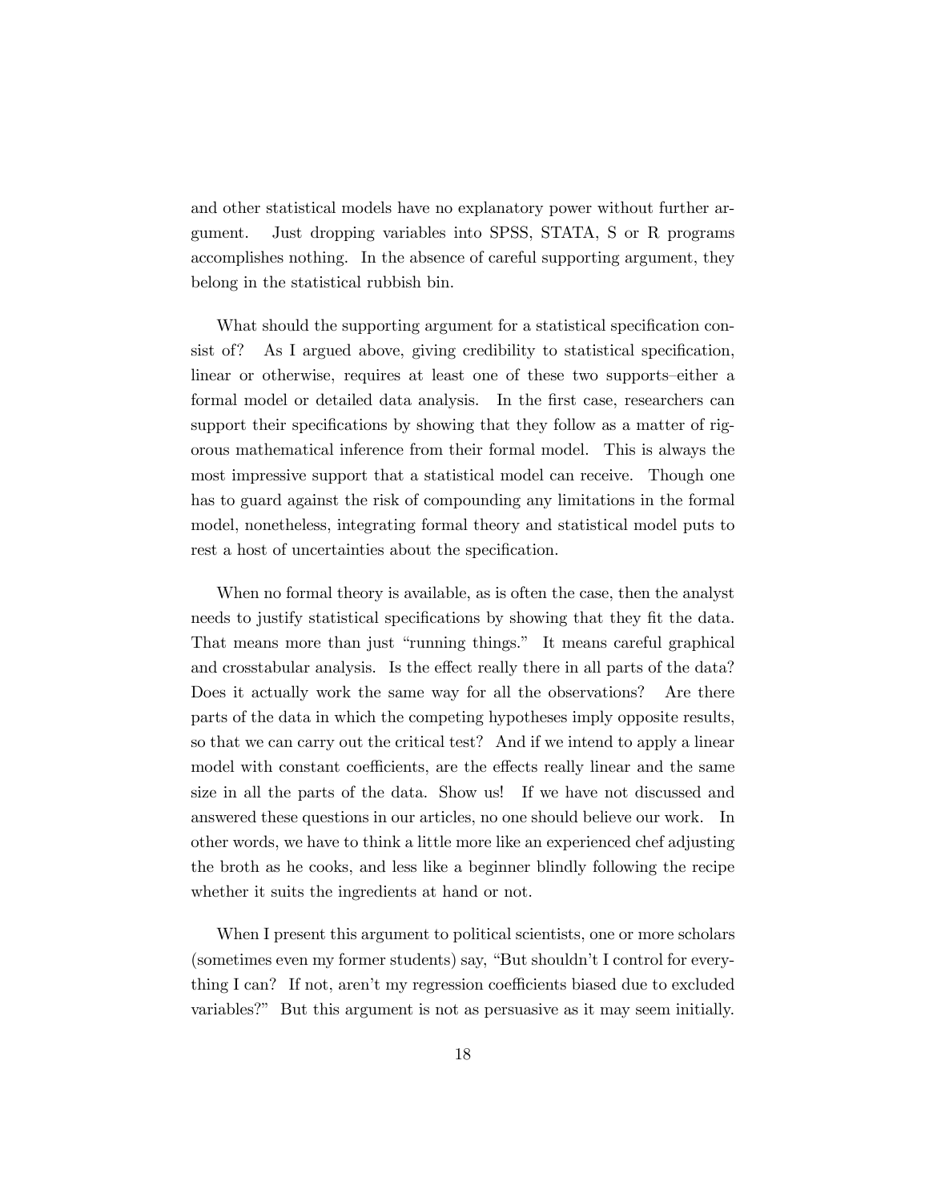and other statistical models have no explanatory power without further argument. Just dropping variables into SPSS, STATA, S or R programs accomplishes nothing. In the absence of careful supporting argument, they belong in the statistical rubbish bin.

What should the supporting argument for a statistical specification consist of? As I argued above, giving credibility to statistical specification, linear or otherwise, requires at least one of these two supports–either a formal model or detailed data analysis. In the first case, researchers can support their specifications by showing that they follow as a matter of rigorous mathematical inference from their formal model. This is always the most impressive support that a statistical model can receive. Though one has to guard against the risk of compounding any limitations in the formal model, nonetheless, integrating formal theory and statistical model puts to rest a host of uncertainties about the specification.

When no formal theory is available, as is often the case, then the analyst needs to justify statistical specifications by showing that they fit the data. That means more than just "running things." It means careful graphical and crosstabular analysis. Is the effect really there in all parts of the data? Does it actually work the same way for all the observations? Are there parts of the data in which the competing hypotheses imply opposite results, so that we can carry out the critical test? And if we intend to apply a linear model with constant coefficients, are the effects really linear and the same size in all the parts of the data. Show us! If we have not discussed and answered these questions in our articles, no one should believe our work. In other words, we have to think a little more like an experienced chef adjusting the broth as he cooks, and less like a beginner blindly following the recipe whether it suits the ingredients at hand or not.

When I present this argument to political scientists, one or more scholars (sometimes even my former students) say, "But shouldn't I control for everything I can? If not, aren't my regression coefficients biased due to excluded variables?" But this argument is not as persuasive as it may seem initially.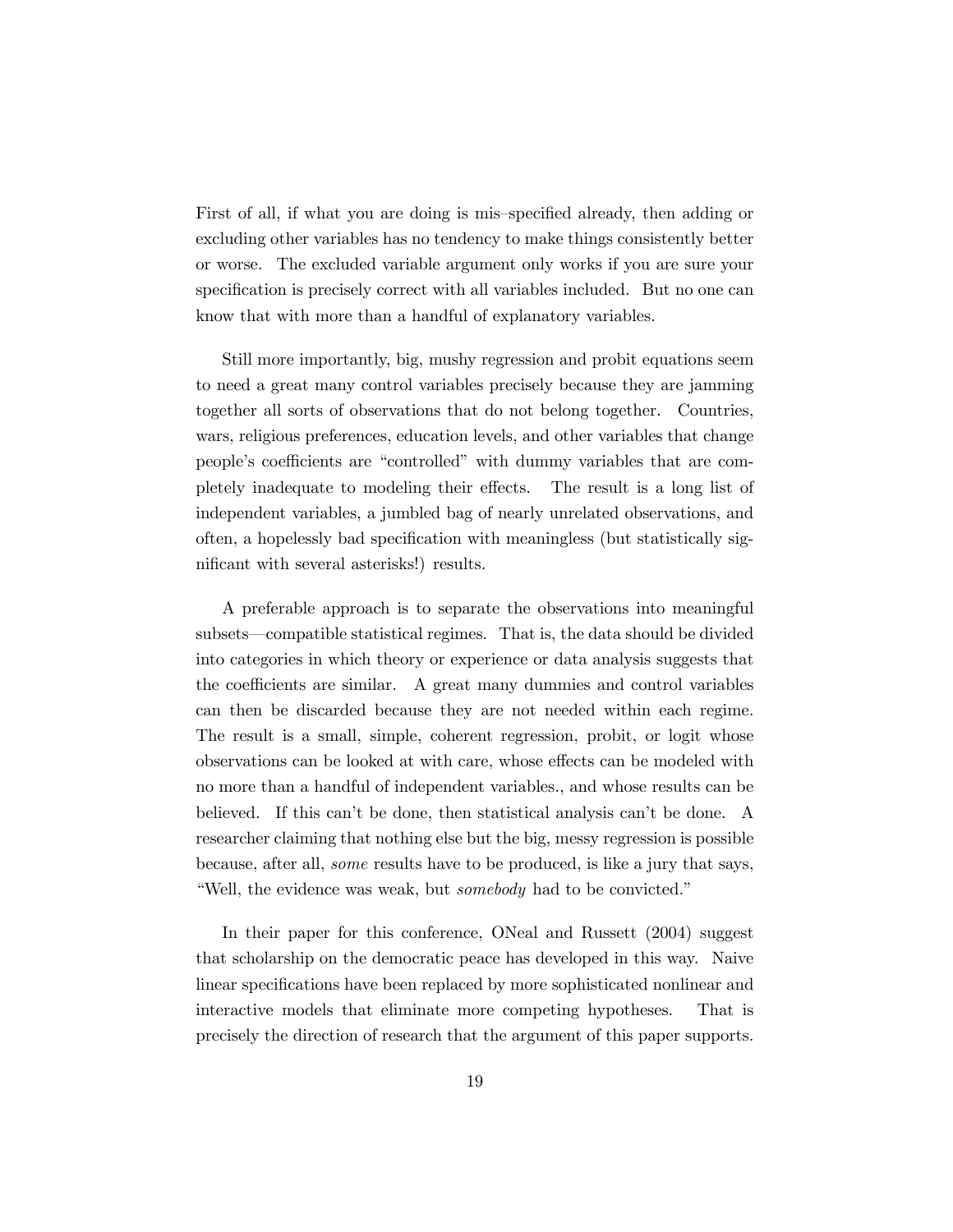First of all, if what you are doing is mis–specified already, then adding or excluding other variables has no tendency to make things consistently better or worse. The excluded variable argument only works if you are sure your specification is precisely correct with all variables included. But no one can know that with more than a handful of explanatory variables.

Still more importantly, big, mushy regression and probit equations seem to need a great many control variables precisely because they are jamming together all sorts of observations that do not belong together. Countries, wars, religious preferences, education levels, and other variables that change people's coefficients are "controlled" with dummy variables that are completely inadequate to modeling their effects. The result is a long list of independent variables, a jumbled bag of nearly unrelated observations, and often, a hopelessly bad specification with meaningless (but statistically significant with several asterisks!) results.

A preferable approach is to separate the observations into meaningful subsets—compatible statistical regimes. That is, the data should be divided into categories in which theory or experience or data analysis suggests that the coefficients are similar. A great many dummies and control variables can then be discarded because they are not needed within each regime. The result is a small, simple, coherent regression, probit, or logit whose observations can be looked at with care, whose effects can be modeled with no more than a handful of independent variables., and whose results can be believed. If this can't be done, then statistical analysis can't be done. A researcher claiming that nothing else but the big, messy regression is possible because, after all, *some* results have to be produced, is like a jury that says, "Well, the evidence was weak, but *somebody* had to be convicted."

In their paper for this conference, ONeal and Russett (2004) suggest that scholarship on the democratic peace has developed in this way. Naive linear specifications have been replaced by more sophisticated nonlinear and interactive models that eliminate more competing hypotheses. That is precisely the direction of research that the argument of this paper supports.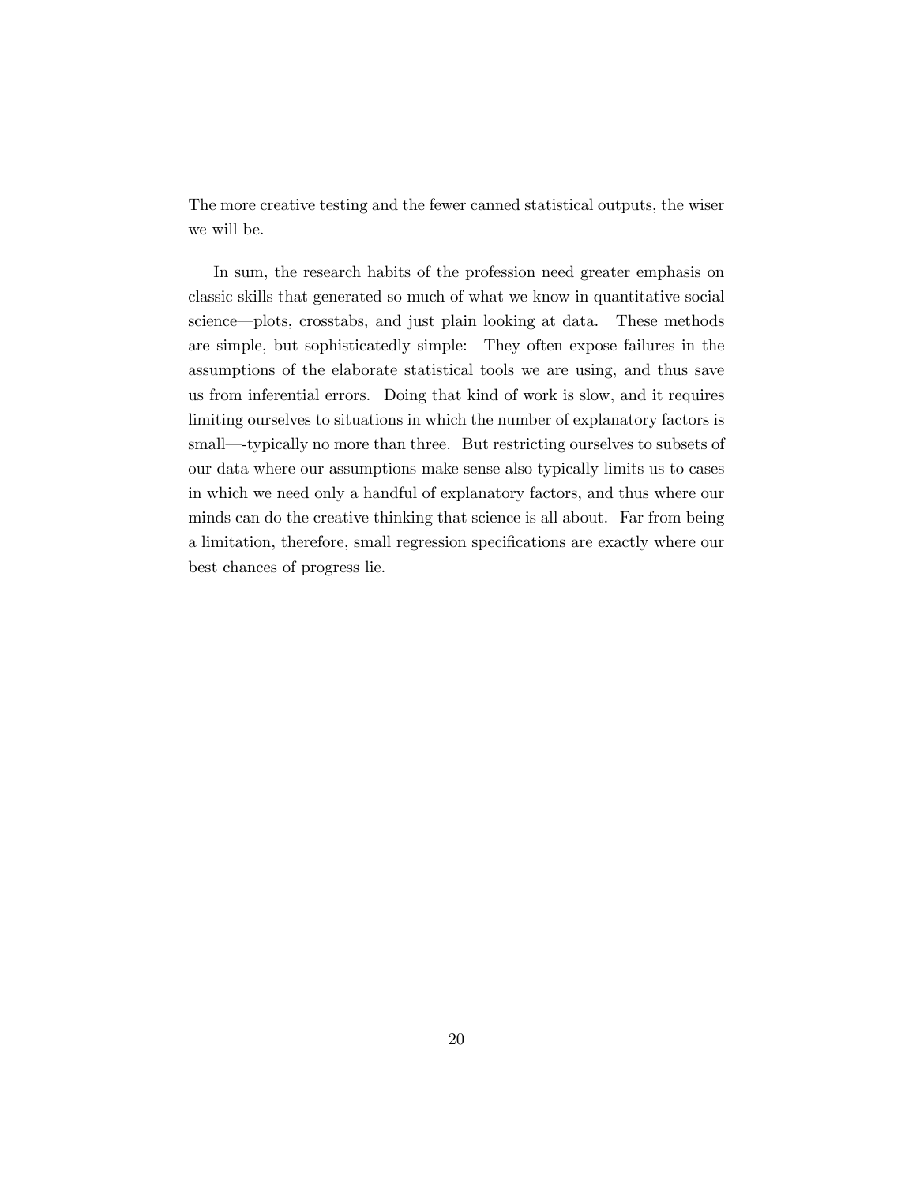The more creative testing and the fewer canned statistical outputs, the wiser we will be.

In sum, the research habits of the profession need greater emphasis on classic skills that generated so much of what we know in quantitative social science—plots, crosstabs, and just plain looking at data. These methods are simple, but sophisticatedly simple: They often expose failures in the assumptions of the elaborate statistical tools we are using, and thus save us from inferential errors. Doing that kind of work is slow, and it requires limiting ourselves to situations in which the number of explanatory factors is small—-typically no more than three. But restricting ourselves to subsets of our data where our assumptions make sense also typically limits us to cases in which we need only a handful of explanatory factors, and thus where our minds can do the creative thinking that science is all about. Far from being a limitation, therefore, small regression specifications are exactly where our best chances of progress lie.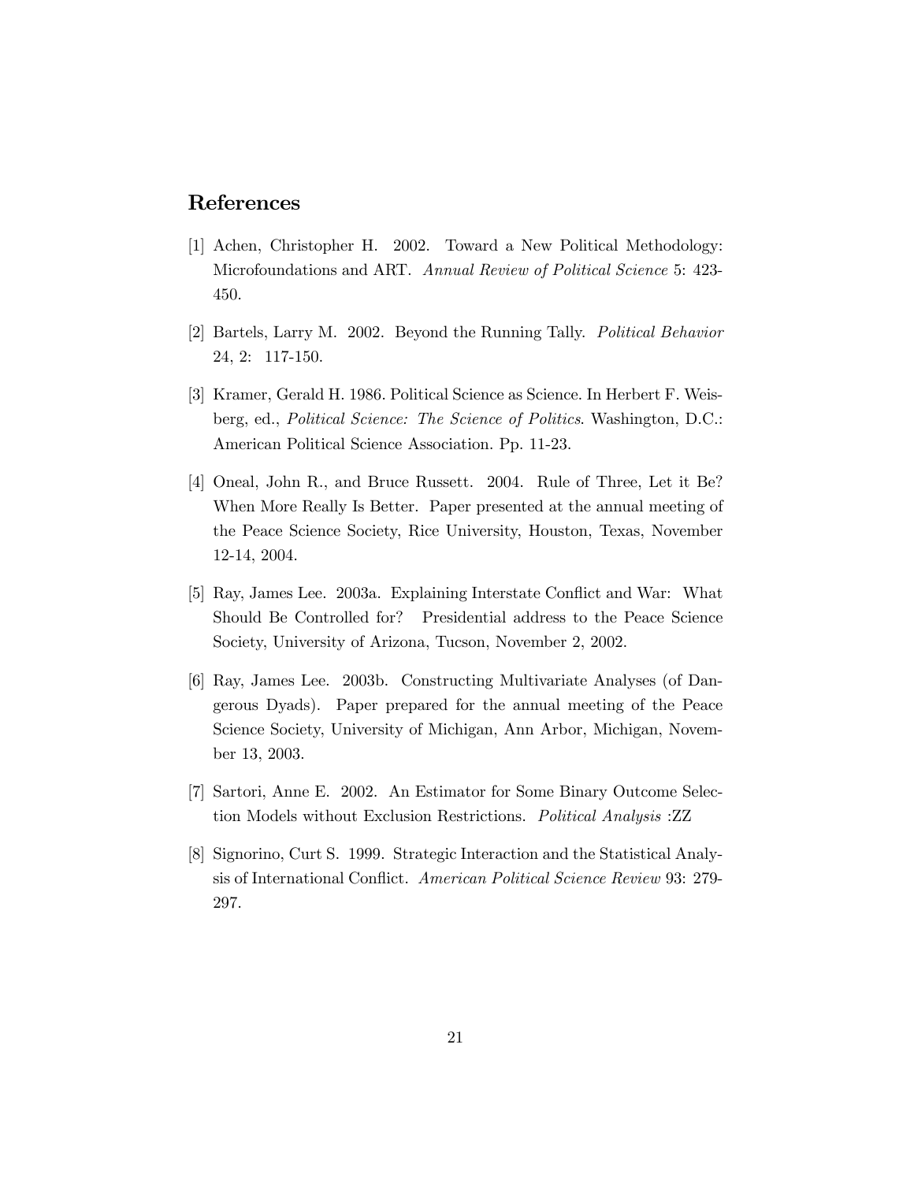## References

[1] Achen, Christopher H. 2002. Toward a New Political Methodology: Microfoundations and ART. *Annual Review of Political Science* 5: 423-450.

[2] Bartels, Larry M. 2002. Beyond the Running Tally. *Political Behavior* 24, 2: 117-150.

[3] Kramer, Gerald H. 1986. Political Science as Science. In Herbert F. Weisberg, ed., *Political Science: The Science of Politics*. Washington, D.C.: American Political Science Association. Pp. 11-23.

[4] Oneal, John R., and Bruce Russett. 2004. Rule of Three, Let it Be? When More Really Is Better. Paper presented at the annual meeting of the Peace Science Society, Rice University, Houston, Texas, November 12-14, 2004.

[5] Ray, James Lee. 2003a. Explaining Interstate Conflict and War: What Should Be Controlled for? Presidential address to the Peace Science Society, University of Arizona, Tucson, November 2, 2002.

[6] Ray, James Lee. 2003b. Constructing Multivariate Analyses (of Dangerous Dyads). Paper prepared for the annual meeting of the Peace Science Society, University of Michigan, Ann Arbor, Michigan, November 13, 2003.

[7] Sartori, Anne E. 2002. An Estimator for Some Binary Outcome Selection Models without Exclusion Restrictions. *Political Analysis* :ZZ

[8] Signorino, Curt S. 1999. Strategic Interaction and the Statistical Analysis of International Conflict. *American Political Science Review* 93: 279-297.